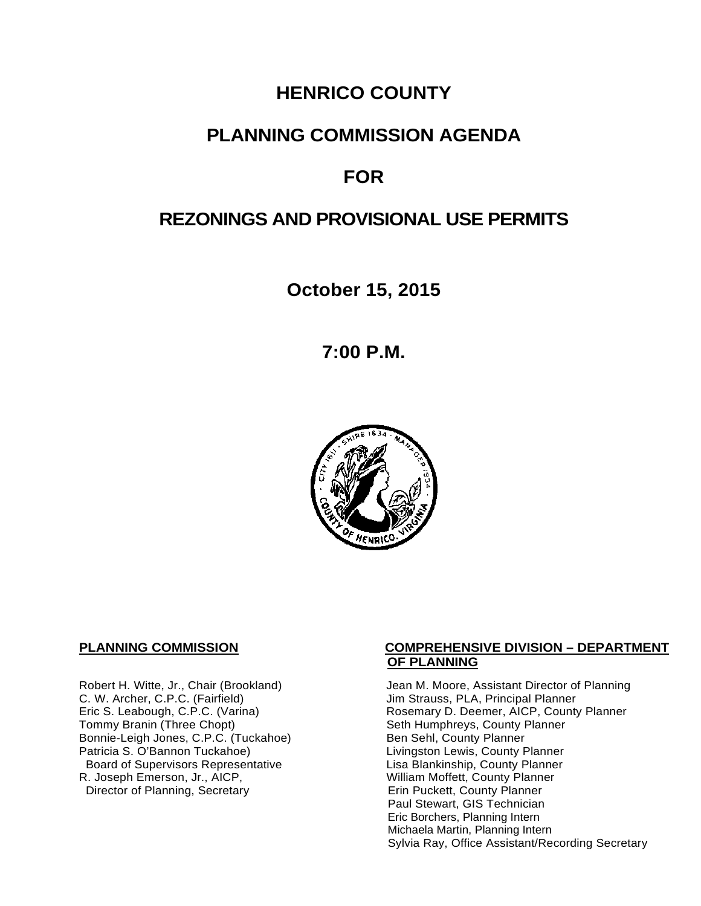# HENRICO COUNTY

# PLANNING COMMISSION AGENDA

# FOR

# REZONINGS AND PROVISIONAL USE PERMITS

## October 15, 2015

## 7:00 P.M.

**PLANNING COMMISSION**

Robert H. Witte, Jr., Chair (Brookland)
C. W. Archer, C.P.C. (Fairfield)
Eric S. Leabough, C.P.C. (Varina)
Tommy Branin (Three Chopt)
Bonnie-Leigh Jones, C.P.C. (Tuckahoe)
Patricia S. O'Bannon Tuckahoe)
Board of Supervisors Representative
R. Joseph Emerson, Jr., AICP,
Director of Planning, Secretary

**COMPREHENSIVE DIVISION – DEPARTMENT OF PLANNING**

Jean M. Moore, Assistant Director of Planning
Jim Strauss, PLA, Principal Planner
Rosemary D. Deemer, AICP, County Planner
Seth Humphreys, County Planner
Ben Sehl, County Planner
Livingston Lewis, County Planner
Lisa Blankinship, County Planner
William Moffett, County Planner
Erin Puckett, County Planner
Paul Stewart, GIS Technician
Eric Borchers, Planning Intern
Michaela Martin, Planning Intern
Sylvia Ray, Office Assistant/Recording Secretary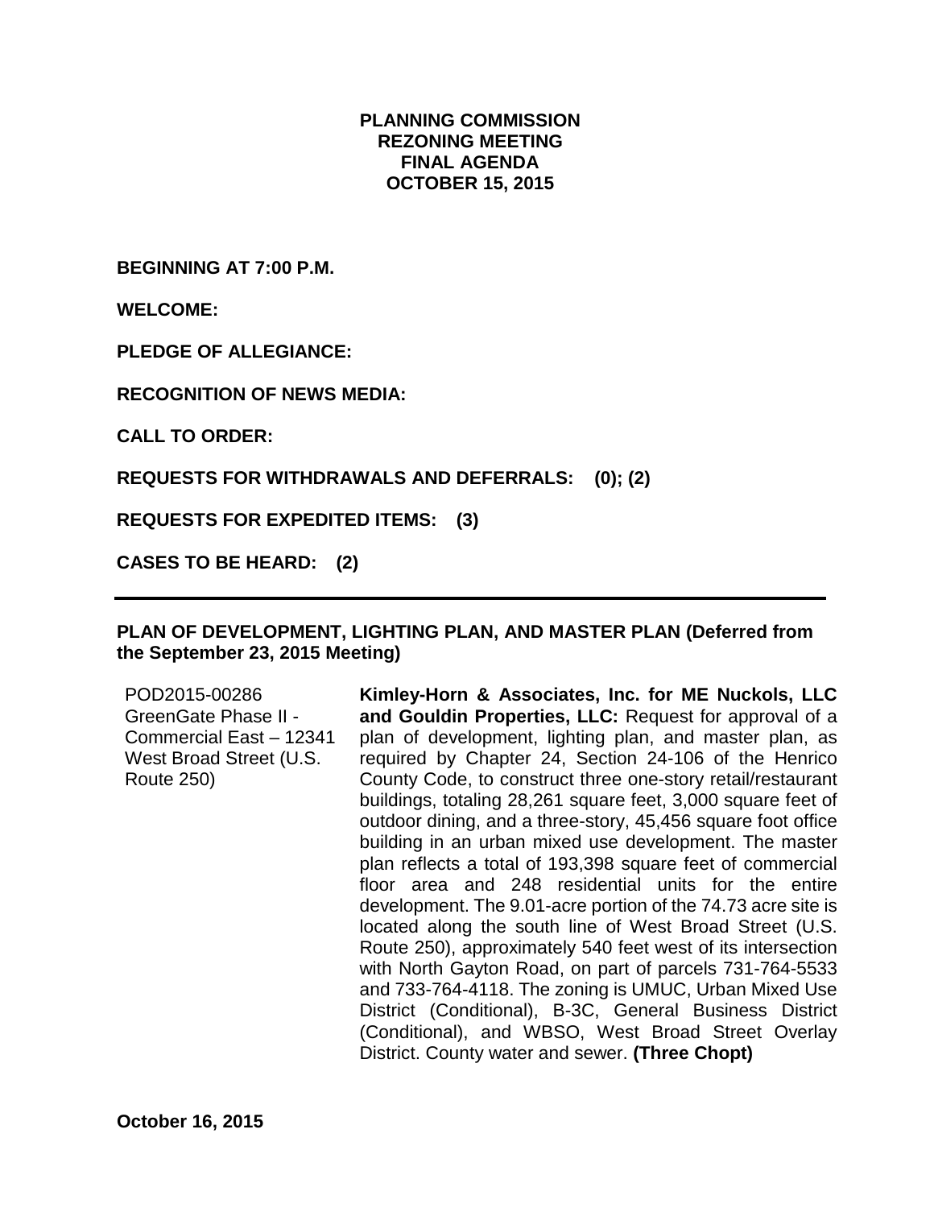**PLANNING COMMISSION**
**REZONING MEETING**
**FINAL AGENDA**
**OCTOBER 15, 2015**

**BEGINNING AT 7:00 P.M.**

**WELCOME:**

**PLEDGE OF ALLEGIANCE:**

**RECOGNITION OF NEWS MEDIA:**

**CALL TO ORDER:**

**REQUESTS FOR WITHDRAWALS AND DEFERRALS: (0); (2)**

**REQUESTS FOR EXPEDITED ITEMS: (3)**

**CASES TO BE HEARD: (2)**

---

**PLAN OF DEVELOPMENT, LIGHTING PLAN, AND MASTER PLAN (Deferred from the September 23, 2015 Meeting)**

POD2015-00286
GreenGate Phase II - Commercial East – 12341 West Broad Street (U.S. Route 250)

**Kimley-Horn & Associates, Inc. for ME Nuckols, LLC and Gouldin Properties, LLC:** Request for approval of a plan of development, lighting plan, and master plan, as required by Chapter 24, Section 24-106 of the Henrico County Code, to construct three one-story retail/restaurant buildings, totaling 28,261 square feet, 3,000 square feet of outdoor dining, and a three-story, 45,456 square foot office building in an urban mixed use development. The master plan reflects a total of 193,398 square feet of commercial floor area and 248 residential units for the entire development. The 9.01-acre portion of the 74.73 acre site is located along the south line of West Broad Street (U.S. Route 250), approximately 540 feet west of its intersection with North Gayton Road, on part of parcels 731-764-5533 and 733-764-4118. The zoning is UMUC, Urban Mixed Use District (Conditional), B-3C, General Business District (Conditional), and WBSO, West Broad Street Overlay District. County water and sewer. **(Three Chopt)**

**October 16, 2015**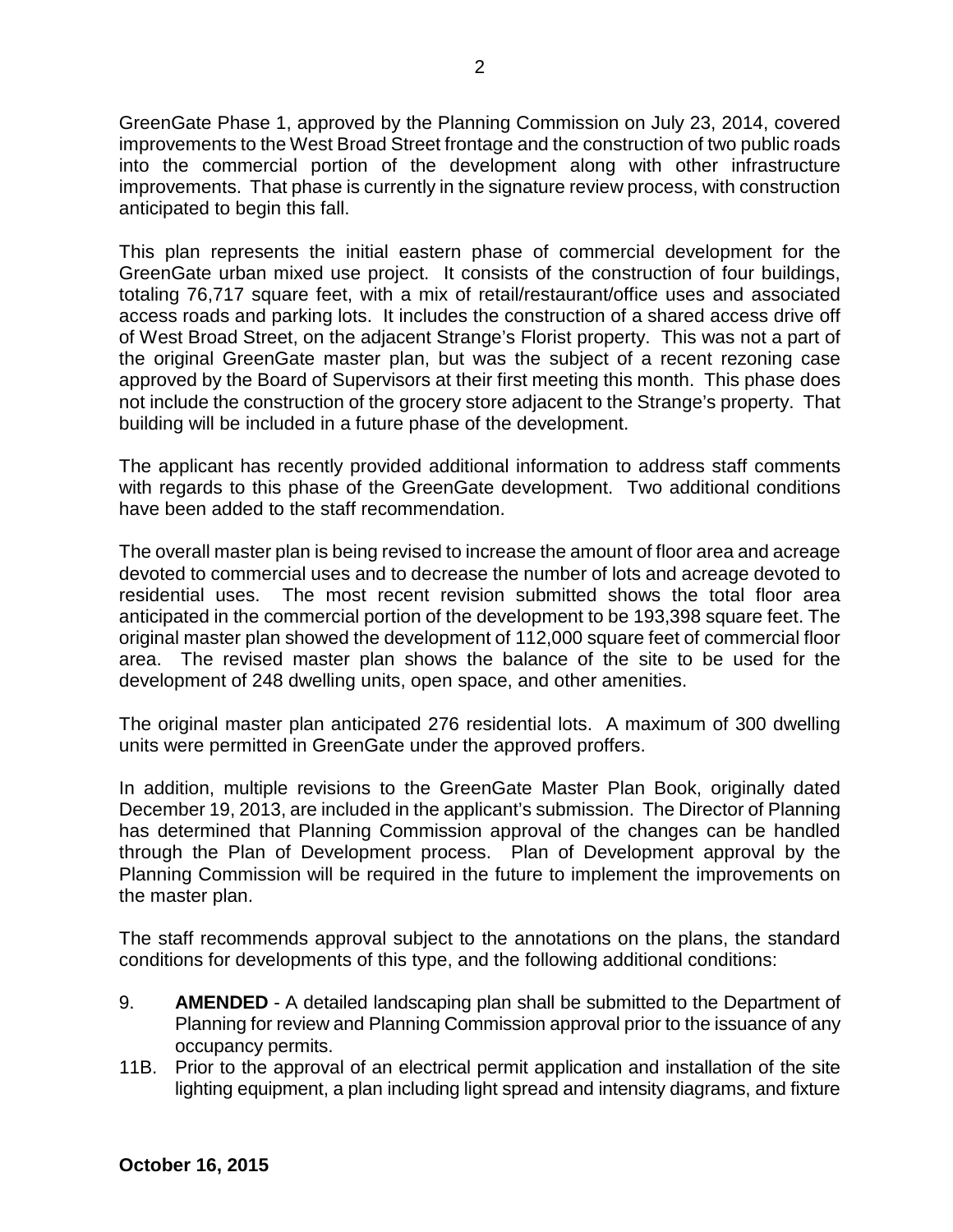GreenGate Phase 1, approved by the Planning Commission on July 23, 2014, covered improvements to the West Broad Street frontage and the construction of two public roads into the commercial portion of the development along with other infrastructure improvements. That phase is currently in the signature review process, with construction anticipated to begin this fall.

This plan represents the initial eastern phase of commercial development for the GreenGate urban mixed use project. It consists of the construction of four buildings, totaling 76,717 square feet, with a mix of retail/restaurant/office uses and associated access roads and parking lots. It includes the construction of a shared access drive off of West Broad Street, on the adjacent Strange's Florist property. This was not a part of the original GreenGate master plan, but was the subject of a recent rezoning case approved by the Board of Supervisors at their first meeting this month. This phase does not include the construction of the grocery store adjacent to the Strange's property. That building will be included in a future phase of the development.

The applicant has recently provided additional information to address staff comments with regards to this phase of the GreenGate development. Two additional conditions have been added to the staff recommendation.

The overall master plan is being revised to increase the amount of floor area and acreage devoted to commercial uses and to decrease the number of lots and acreage devoted to residential uses. The most recent revision submitted shows the total floor area anticipated in the commercial portion of the development to be 193,398 square feet. The original master plan showed the development of 112,000 square feet of commercial floor area. The revised master plan shows the balance of the site to be used for the development of 248 dwelling units, open space, and other amenities.

The original master plan anticipated 276 residential lots. A maximum of 300 dwelling units were permitted in GreenGate under the approved proffers.

In addition, multiple revisions to the GreenGate Master Plan Book, originally dated December 19, 2013, are included in the applicant's submission. The Director of Planning has determined that Planning Commission approval of the changes can be handled through the Plan of Development process. Plan of Development approval by the Planning Commission will be required in the future to implement the improvements on the master plan.

The staff recommends approval subject to the annotations on the plans, the standard conditions for developments of this type, and the following additional conditions:

9. **AMENDED** - A detailed landscaping plan shall be submitted to the Department of Planning for review and Planning Commission approval prior to the issuance of any occupancy permits.

11B. Prior to the approval of an electrical permit application and installation of the site lighting equipment, a plan including light spread and intensity diagrams, and fixture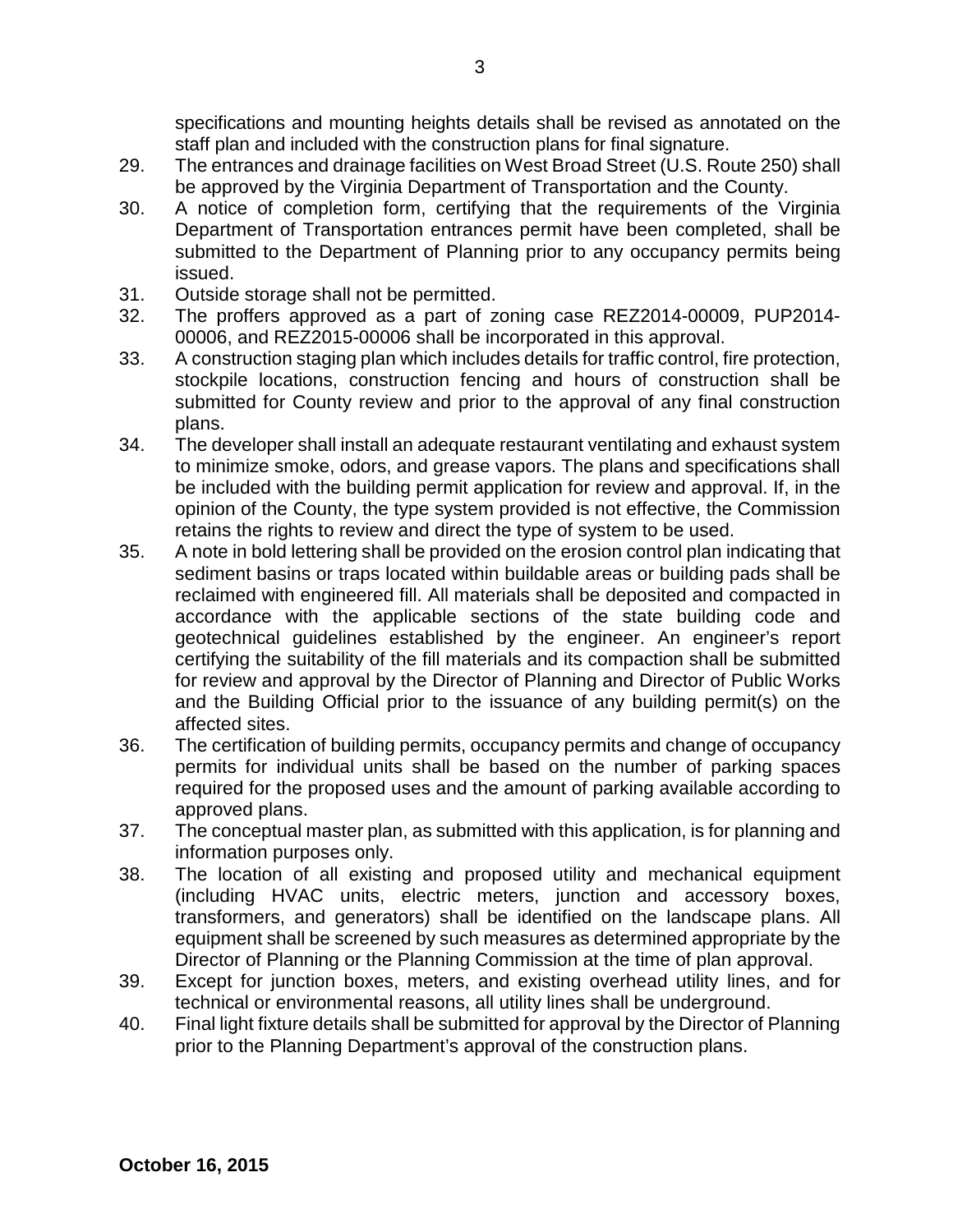specifications and mounting heights details shall be revised as annotated on the staff plan and included with the construction plans for final signature.

29. The entrances and drainage facilities on West Broad Street (U.S. Route 250) shall be approved by the Virginia Department of Transportation and the County.
30. A notice of completion form, certifying that the requirements of the Virginia Department of Transportation entrances permit have been completed, shall be submitted to the Department of Planning prior to any occupancy permits being issued.
31. Outside storage shall not be permitted.
32. The proffers approved as a part of zoning case REZ2014-00009, PUP2014-00006, and REZ2015-00006 shall be incorporated in this approval.
33. A construction staging plan which includes details for traffic control, fire protection, stockpile locations, construction fencing and hours of construction shall be submitted for County review and prior to the approval of any final construction plans.
34. The developer shall install an adequate restaurant ventilating and exhaust system to minimize smoke, odors, and grease vapors. The plans and specifications shall be included with the building permit application for review and approval. If, in the opinion of the County, the type system provided is not effective, the Commission retains the rights to review and direct the type of system to be used.
35. A note in bold lettering shall be provided on the erosion control plan indicating that sediment basins or traps located within buildable areas or building pads shall be reclaimed with engineered fill. All materials shall be deposited and compacted in accordance with the applicable sections of the state building code and geotechnical guidelines established by the engineer. An engineer's report certifying the suitability of the fill materials and its compaction shall be submitted for review and approval by the Director of Planning and Director of Public Works and the Building Official prior to the issuance of any building permit(s) on the affected sites.
36. The certification of building permits, occupancy permits and change of occupancy permits for individual units shall be based on the number of parking spaces required for the proposed uses and the amount of parking available according to approved plans.
37. The conceptual master plan, as submitted with this application, is for planning and information purposes only.
38. The location of all existing and proposed utility and mechanical equipment (including HVAC units, electric meters, junction and accessory boxes, transformers, and generators) shall be identified on the landscape plans. All equipment shall be screened by such measures as determined appropriate by the Director of Planning or the Planning Commission at the time of plan approval.
39. Except for junction boxes, meters, and existing overhead utility lines, and for technical or environmental reasons, all utility lines shall be underground.
40. Final light fixture details shall be submitted for approval by the Director of Planning prior to the Planning Department's approval of the construction plans.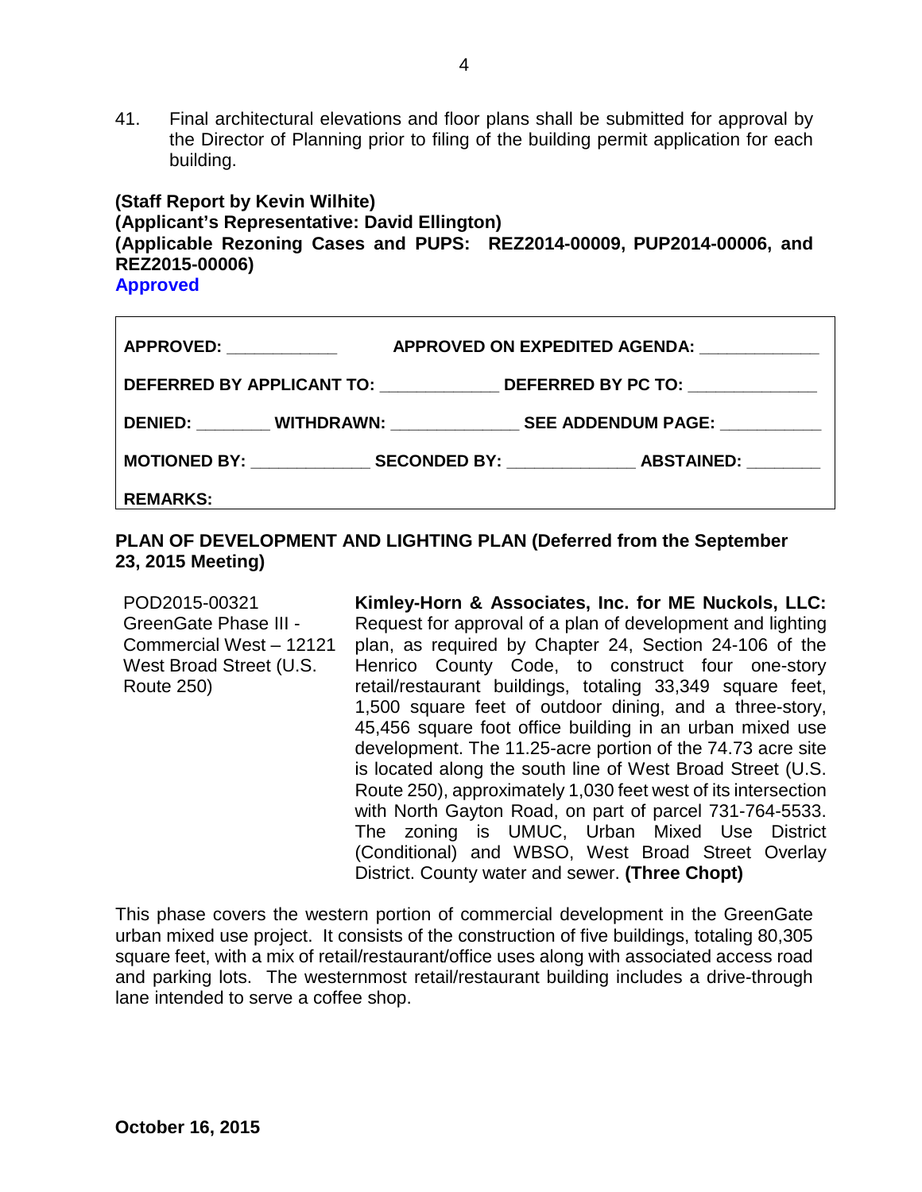41. Final architectural elevations and floor plans shall be submitted for approval by the Director of Planning prior to filing of the building permit application for each building.

**(Staff Report by Kevin Wilhite)**
**(Applicant's Representative: David Ellington)**
**(Applicable Rezoning Cases and PUPS: REZ2014-00009, PUP2014-00006, and REZ2015-00006)**
**Approved**

| | |
|---|---|
| **APPROVED:** ___________ | **APPROVED ON EXPEDITED AGENDA:** ___________ |
| **DEFERRED BY APPLICANT TO:** ___________ | **DEFERRED BY PC TO:** ___________ |
| **DENIED:** _______ **WITHDRAWN:** ___________ | **SEE ADDENDUM PAGE:** ___________ |
| **MOTIONED BY:** ___________ **SECONDED BY:** ___________ | **ABSTAINED:** _______ |
| **REMARKS:** | |

**PLAN OF DEVELOPMENT AND LIGHTING PLAN (Deferred from the September 23, 2015 Meeting)**

| | |
|---|---|
| POD2015-00321 GreenGate Phase III - Commercial West – 12121 West Broad Street (U.S. Route 250) | **Kimley-Horn & Associates, Inc. for ME Nuckols, LLC:** Request for approval of a plan of development and lighting plan, as required by Chapter 24, Section 24-106 of the Henrico County Code, to construct four one-story retail/restaurant buildings, totaling 33,349 square feet, 1,500 square feet of outdoor dining, and a three-story, 45,456 square foot office building in an urban mixed use development. The 11.25-acre portion of the 74.73 acre site is located along the south line of West Broad Street (U.S. Route 250), approximately 1,030 feet west of its intersection with North Gayton Road, on part of parcel 731-764-5533. The zoning is UMUC, Urban Mixed Use District (Conditional) and WBSO, West Broad Street Overlay District. County water and sewer. **(Three Chopt)** |

This phase covers the western portion of commercial development in the GreenGate urban mixed use project. It consists of the construction of five buildings, totaling 80,305 square feet, with a mix of retail/restaurant/office uses along with associated access road and parking lots. The westernmost retail/restaurant building includes a drive-through lane intended to serve a coffee shop.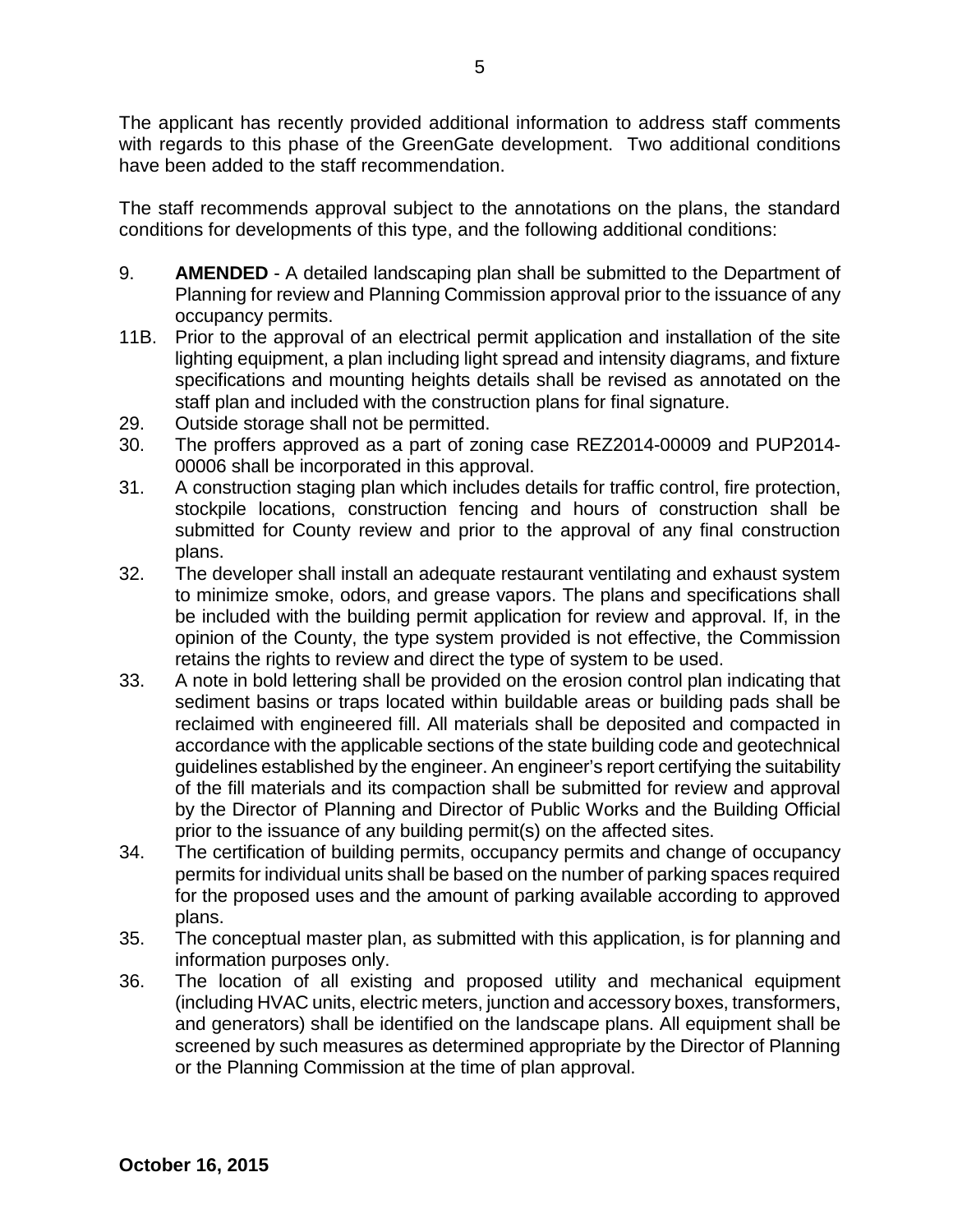The applicant has recently provided additional information to address staff comments with regards to this phase of the GreenGate development. Two additional conditions have been added to the staff recommendation.

The staff recommends approval subject to the annotations on the plans, the standard conditions for developments of this type, and the following additional conditions:

9. **AMENDED** - A detailed landscaping plan shall be submitted to the Department of Planning for review and Planning Commission approval prior to the issuance of any occupancy permits.

11B. Prior to the approval of an electrical permit application and installation of the site lighting equipment, a plan including light spread and intensity diagrams, and fixture specifications and mounting heights details shall be revised as annotated on the staff plan and included with the construction plans for final signature.

29. Outside storage shall not be permitted.

30. The proffers approved as a part of zoning case REZ2014-00009 and PUP2014-00006 shall be incorporated in this approval.

31. A construction staging plan which includes details for traffic control, fire protection, stockpile locations, construction fencing and hours of construction shall be submitted for County review and prior to the approval of any final construction plans.

32. The developer shall install an adequate restaurant ventilating and exhaust system to minimize smoke, odors, and grease vapors. The plans and specifications shall be included with the building permit application for review and approval. If, in the opinion of the County, the type system provided is not effective, the Commission retains the rights to review and direct the type of system to be used.

33. A note in bold lettering shall be provided on the erosion control plan indicating that sediment basins or traps located within buildable areas or building pads shall be reclaimed with engineered fill. All materials shall be deposited and compacted in accordance with the applicable sections of the state building code and geotechnical guidelines established by the engineer. An engineer's report certifying the suitability of the fill materials and its compaction shall be submitted for review and approval by the Director of Planning and Director of Public Works and the Building Official prior to the issuance of any building permit(s) on the affected sites.

34. The certification of building permits, occupancy permits and change of occupancy permits for individual units shall be based on the number of parking spaces required for the proposed uses and the amount of parking available according to approved plans.

35. The conceptual master plan, as submitted with this application, is for planning and information purposes only.

36. The location of all existing and proposed utility and mechanical equipment (including HVAC units, electric meters, junction and accessory boxes, transformers, and generators) shall be identified on the landscape plans. All equipment shall be screened by such measures as determined appropriate by the Director of Planning or the Planning Commission at the time of plan approval.

**October 16, 2015**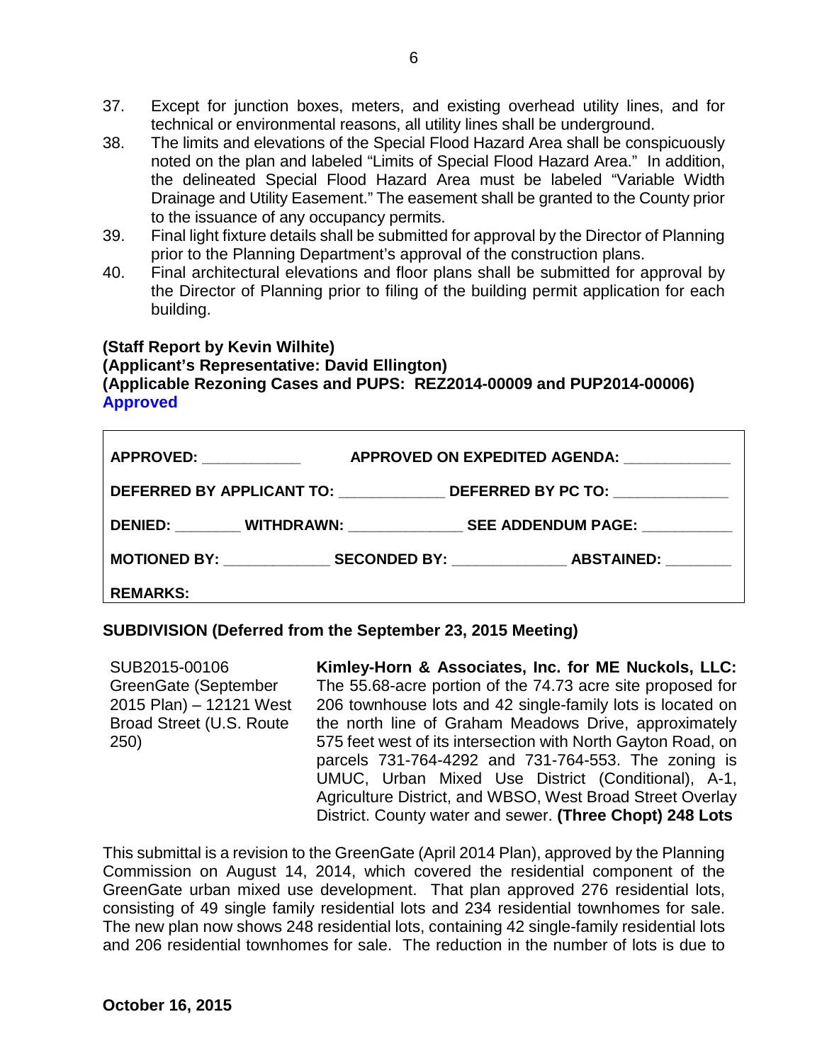37. Except for junction boxes, meters, and existing overhead utility lines, and for technical or environmental reasons, all utility lines shall be underground.
38. The limits and elevations of the Special Flood Hazard Area shall be conspicuously noted on the plan and labeled "Limits of Special Flood Hazard Area." In addition, the delineated Special Flood Hazard Area must be labeled "Variable Width Drainage and Utility Easement." The easement shall be granted to the County prior to the issuance of any occupancy permits.
39. Final light fixture details shall be submitted for approval by the Director of Planning prior to the Planning Department's approval of the construction plans.
40. Final architectural elevations and floor plans shall be submitted for approval by the Director of Planning prior to filing of the building permit application for each building.

**(Staff Report by Kevin Wilhite)**
**(Applicant's Representative: David Ellington)**
**(Applicable Rezoning Cases and PUPS: REZ2014-00009 and PUP2014-00006)**
**Approved**

| | | |
|---|---|---|
| **APPROVED:** ____________ | **APPROVED ON EXPEDITED AGENDA:** ____________ | |
| **DEFERRED BY APPLICANT TO:** ____________ | **DEFERRED BY PC TO:** ____________ | |
| **DENIED:** ________ | **WITHDRAWN:** ____________ | **SEE ADDENDUM PAGE:** ____________ |
| **MOTIONED BY:** ____________ | **SECONDED BY:** ____________ | **ABSTAINED:** ________ |
| **REMARKS:** | | |

## SUBDIVISION (Deferred from the September 23, 2015 Meeting)

SUB2015-00106
GreenGate (September 2015 Plan) – 12121 West Broad Street (U.S. Route 250)

**Kimley-Horn & Associates, Inc. for ME Nuckols, LLC:** The 55.68-acre portion of the 74.73 acre site proposed for 206 townhouse lots and 42 single-family lots is located on the north line of Graham Meadows Drive, approximately 575 feet west of its intersection with North Gayton Road, on parcels 731-764-4292 and 731-764-553. The zoning is UMUC, Urban Mixed Use District (Conditional), A-1, Agriculture District, and WBSO, West Broad Street Overlay District. County water and sewer. **(Three Chopt) 248 Lots**

This submittal is a revision to the GreenGate (April 2014 Plan), approved by the Planning Commission on August 14, 2014, which covered the residential component of the GreenGate urban mixed use development. That plan approved 276 residential lots, consisting of 49 single family residential lots and 234 residential townhomes for sale. The new plan now shows 248 residential lots, containing 42 single-family residential lots and 206 residential townhomes for sale. The reduction in the number of lots is due to

**October 16, 2015**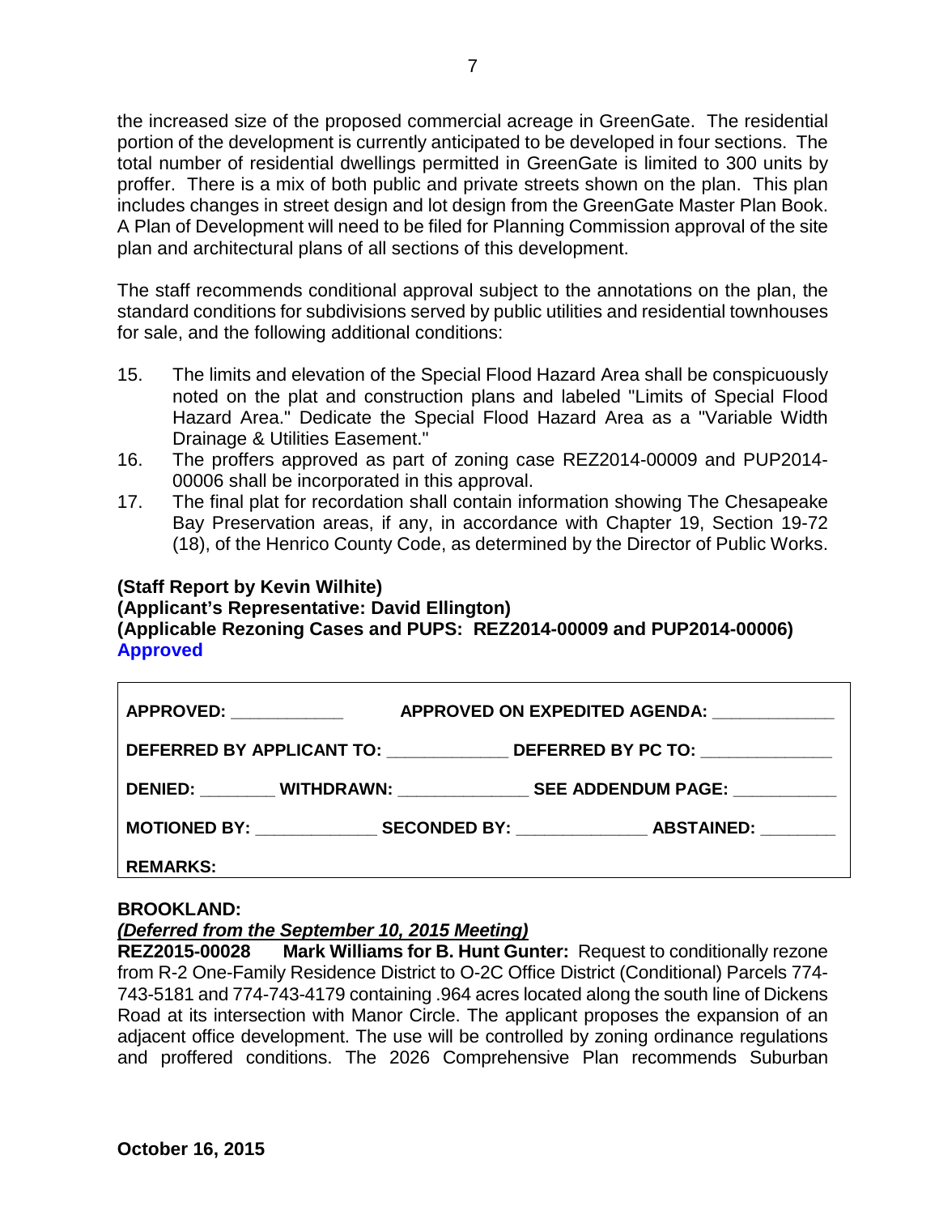the increased size of the proposed commercial acreage in GreenGate. The residential portion of the development is currently anticipated to be developed in four sections. The total number of residential dwellings permitted in GreenGate is limited to 300 units by proffer. There is a mix of both public and private streets shown on the plan. This plan includes changes in street design and lot design from the GreenGate Master Plan Book. A Plan of Development will need to be filed for Planning Commission approval of the site plan and architectural plans of all sections of this development.

The staff recommends conditional approval subject to the annotations on the plan, the standard conditions for subdivisions served by public utilities and residential townhouses for sale, and the following additional conditions:

15. The limits and elevation of the Special Flood Hazard Area shall be conspicuously noted on the plat and construction plans and labeled "Limits of Special Flood Hazard Area." Dedicate the Special Flood Hazard Area as a "Variable Width Drainage & Utilities Easement."
16. The proffers approved as part of zoning case REZ2014-00009 and PUP2014-00006 shall be incorporated in this approval.
17. The final plat for recordation shall contain information showing The Chesapeake Bay Preservation areas, if any, in accordance with Chapter 19, Section 19-72 (18), of the Henrico County Code, as determined by the Director of Public Works.

**(Staff Report by Kevin Wilhite)**
**(Applicant's Representative: David Ellington)**
**(Applicable Rezoning Cases and PUPS: REZ2014-00009 and PUP2014-00006)**
**Approved**

| | |
|---|---|
| **APPROVED:** ____________ | **APPROVED ON EXPEDITED AGENDA:** ____________ |
| **DEFERRED BY APPLICANT TO:** ____________ | **DEFERRED BY PC TO:** ____________ |
| **DENIED:** ________ **WITHDRAWN:** ____________ | **SEE ADDENDUM PAGE:** ____________ |
| **MOTIONED BY:** ____________ **SECONDED BY:** ____________ | **ABSTAINED:** ________ |
| **REMARKS:** | |

**BROOKLAND:**

***(Deferred from the September 10, 2015 Meeting)***

**REZ2015-00028 Mark Williams for B. Hunt Gunter:** Request to conditionally rezone from R-2 One-Family Residence District to O-2C Office District (Conditional) Parcels 774-743-5181 and 774-743-4179 containing .964 acres located along the south line of Dickens Road at its intersection with Manor Circle. The applicant proposes the expansion of an adjacent office development. The use will be controlled by zoning ordinance regulations and proffered conditions. The 2026 Comprehensive Plan recommends Suburban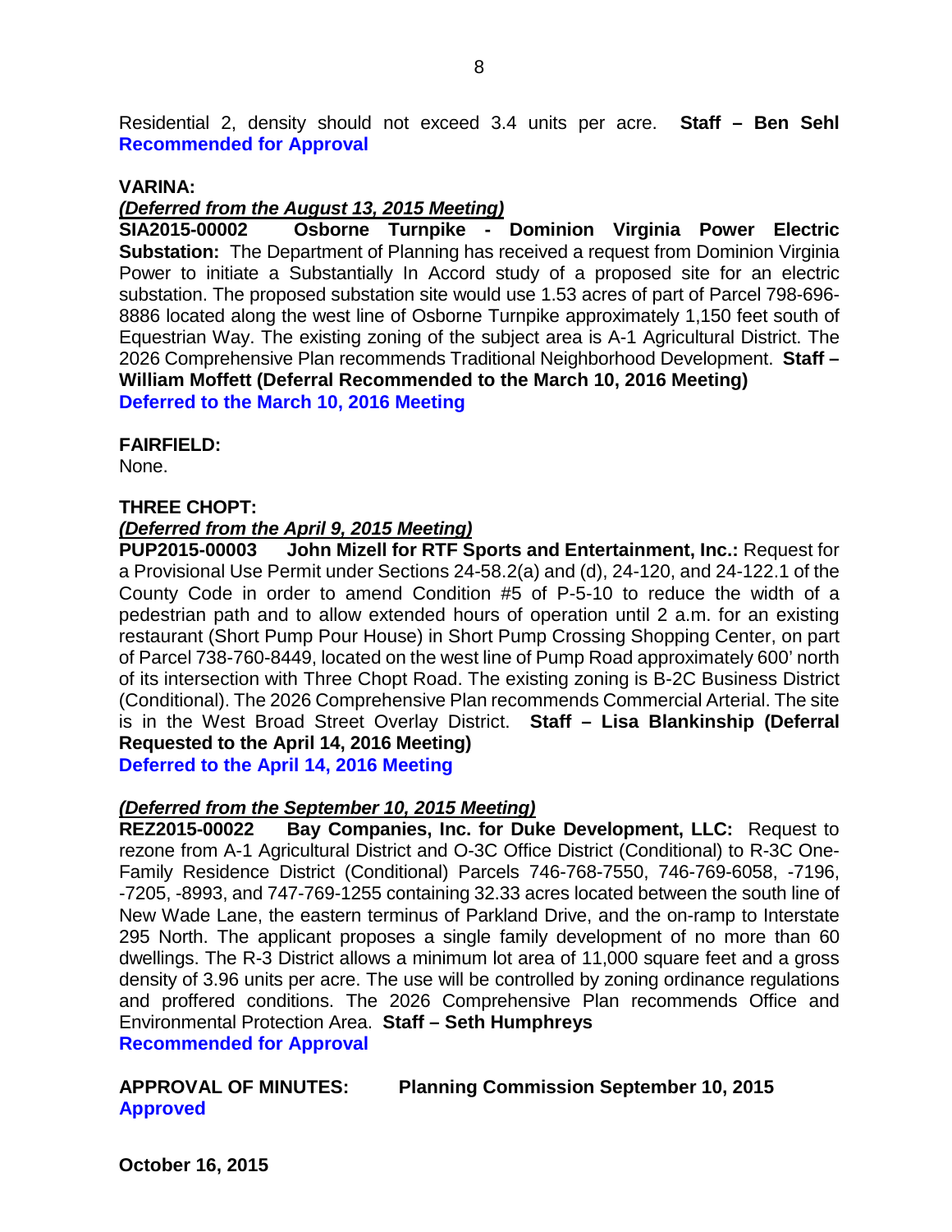Residential 2, density should not exceed 3.4 units per acre. **Staff – Ben Sehl**
**Recommended for Approval**

**VARINA:**

***(Deferred from the August 13, 2015 Meeting)***

**SIA2015-00002 Osborne Turnpike - Dominion Virginia Power Electric Substation:** The Department of Planning has received a request from Dominion Virginia Power to initiate a Substantially In Accord study of a proposed site for an electric substation. The proposed substation site would use 1.53 acres of part of Parcel 798-696-8886 located along the west line of Osborne Turnpike approximately 1,150 feet south of Equestrian Way. The existing zoning of the subject area is A-1 Agricultural District. The 2026 Comprehensive Plan recommends Traditional Neighborhood Development. **Staff – William Moffett (Deferral Recommended to the March 10, 2016 Meeting)**
**Deferred to the March 10, 2016 Meeting**

**FAIRFIELD:**

None.

**THREE CHOPT:**

***(Deferred from the April 9, 2015 Meeting)***

**PUP2015-00003 John Mizell for RTF Sports and Entertainment, Inc.:** Request for a Provisional Use Permit under Sections 24-58.2(a) and (d), 24-120, and 24-122.1 of the County Code in order to amend Condition #5 of P-5-10 to reduce the width of a pedestrian path and to allow extended hours of operation until 2 a.m. for an existing restaurant (Short Pump Pour House) in Short Pump Crossing Shopping Center, on part of Parcel 738-760-8449, located on the west line of Pump Road approximately 600' north of its intersection with Three Chopt Road. The existing zoning is B-2C Business District (Conditional). The 2026 Comprehensive Plan recommends Commercial Arterial. The site is in the West Broad Street Overlay District. **Staff – Lisa Blankinship (Deferral Requested to the April 14, 2016 Meeting)**
**Deferred to the April 14, 2016 Meeting**

***(Deferred from the September 10, 2015 Meeting)***

**REZ2015-00022 Bay Companies, Inc. for Duke Development, LLC:** Request to rezone from A-1 Agricultural District and O-3C Office District (Conditional) to R-3C One-Family Residence District (Conditional) Parcels 746-768-7550, 746-769-6058, -7196, -7205, -8993, and 747-769-1255 containing 32.33 acres located between the south line of New Wade Lane, the eastern terminus of Parkland Drive, and the on-ramp to Interstate 295 North. The applicant proposes a single family development of no more than 60 dwellings. The R-3 District allows a minimum lot area of 11,000 square feet and a gross density of 3.96 units per acre. The use will be controlled by zoning ordinance regulations and proffered conditions. The 2026 Comprehensive Plan recommends Office and Environmental Protection Area. **Staff – Seth Humphreys**
**Recommended for Approval**

**APPROVAL OF MINUTES: Planning Commission September 10, 2015**
**Approved**

**October 16, 2015**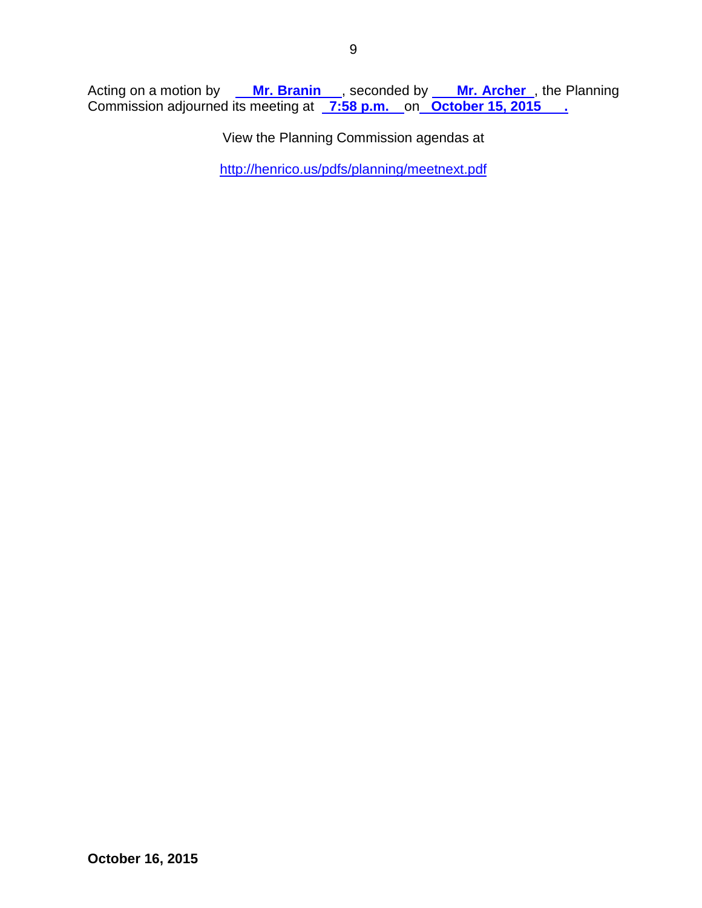Acting on a motion by **Mr. Branin**, seconded by **Mr. Archer**, the Planning Commission adjourned its meeting at **7:58 p.m.** on **October 15, 2015**.

View the Planning Commission agendas at

http://henrico.us/pdfs/planning/meetnext.pdf